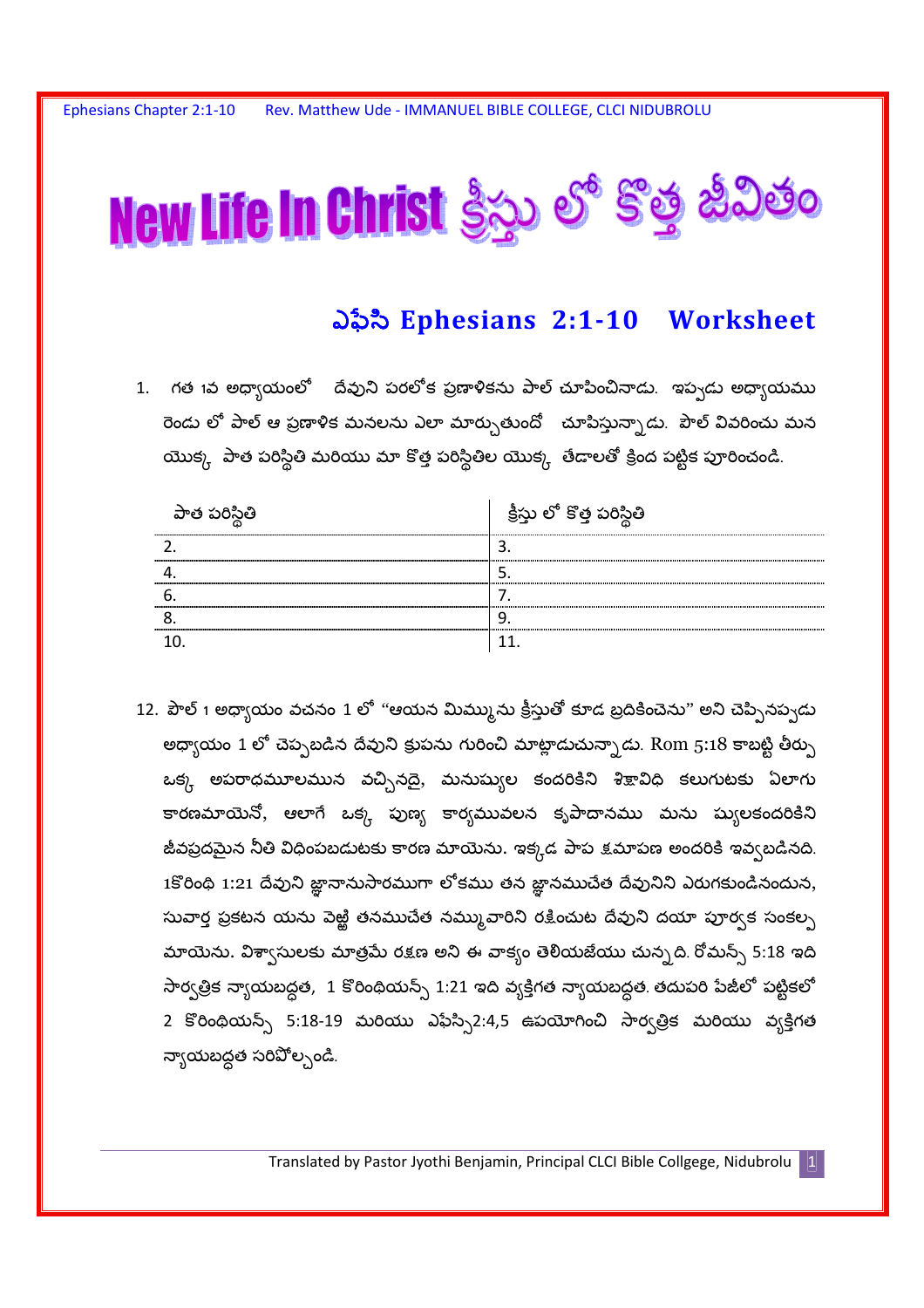# New Life In Christ క్రీస్తు లో కొత్త జీవితం

## ఎఫేసి Ephesians 2:1-10 Worksheet

1. గత 1వ అధ్యాయంలో దేవుని పరలోక ప్రణాళికను పాల్ చూపించినాడు. ఇప్పుడు అధ్యాయము రెండు లో పాల్ ఆ ప్రణాళిక మనలను ఎలా మార్చుతుందో చూపిస్తున్నాడు. పౌల్ వివరించు మన యొక్క పాత పరిస్థితి మరియు మా కొత్త పరిస్థితిల యొక్క తేడాలతో క్రింద పట్టిక పూరించండి.

| పాత పరిస్థితి | క్రీస్తు లో కొత్త పరిస్థితి |
|---|---|
| 2. | 3. |
| 4. | 5. |
| 6. | 7. |
| 8. | 9. |
| 10. | 11. |

12. పౌల్ 1 అధ్యాయం వచనం 1 లో "ఆయన మిమ్మును క్రీస్తుతో కూడ బ్రదికించెను" అని చెప్పినప్పుడు అధ్యాయం 1 లో చెప్పబడిన దేవుని క్రుపను గురించి మాట్లాడుచున్నాడు. Rom 5:18 కాబట్టి తీర్పు ఒక్క అపరాధమూలమున వచ్చినదై, మనుష్యుల కందరికిని శిక్షావిధి కలుగుటకు ఏలాగు కారణమాయెనో, ఆలాగే ఒక్క పుణ్య కార్యమువలన కృపాదానము మను ష్యులకందరికిని జీవప్రదమైన నీతి విధింపబడుటకు కారణ మాయెను. ఇక్కడ పాప క్షమాపణ అందరికి ఇవ్వబడినది. 1కొరింధి 1:21 దేవుని జ్ఞానానుసారముగా లోకము తన జ్ఞానముచేత దేవునిని ఎరుగకుండినందున, సువార్త ప్రకటన యను వెఱ్ఱి తనముచేత నమ్మువారిని రక్షించుట దేవుని దయా పూర్వక సంకల్ప మాయెను. విశ్వాసులకు మాత్రమే రక్షణ అని ఈ వాక్యం తెలియజేయు చున్నది. రోమన్స్ 5:18 ఇది సార్వత్రిక న్యాయబద్ధత, 1 కొరింధియన్స్ 1:21 ఇది వ్యక్తిగత న్యాయబద్ధత. తదుపరి పేజీలో పట్టికలో 2 కొరింధియన్స్ 5:18-19 మరియు ఎఫేస్సి2:4,5 ఉపయోగించి సార్వత్రిక మరియు వ్యక్తిగత న్యాయబద్ధత సరిపోల్చండి.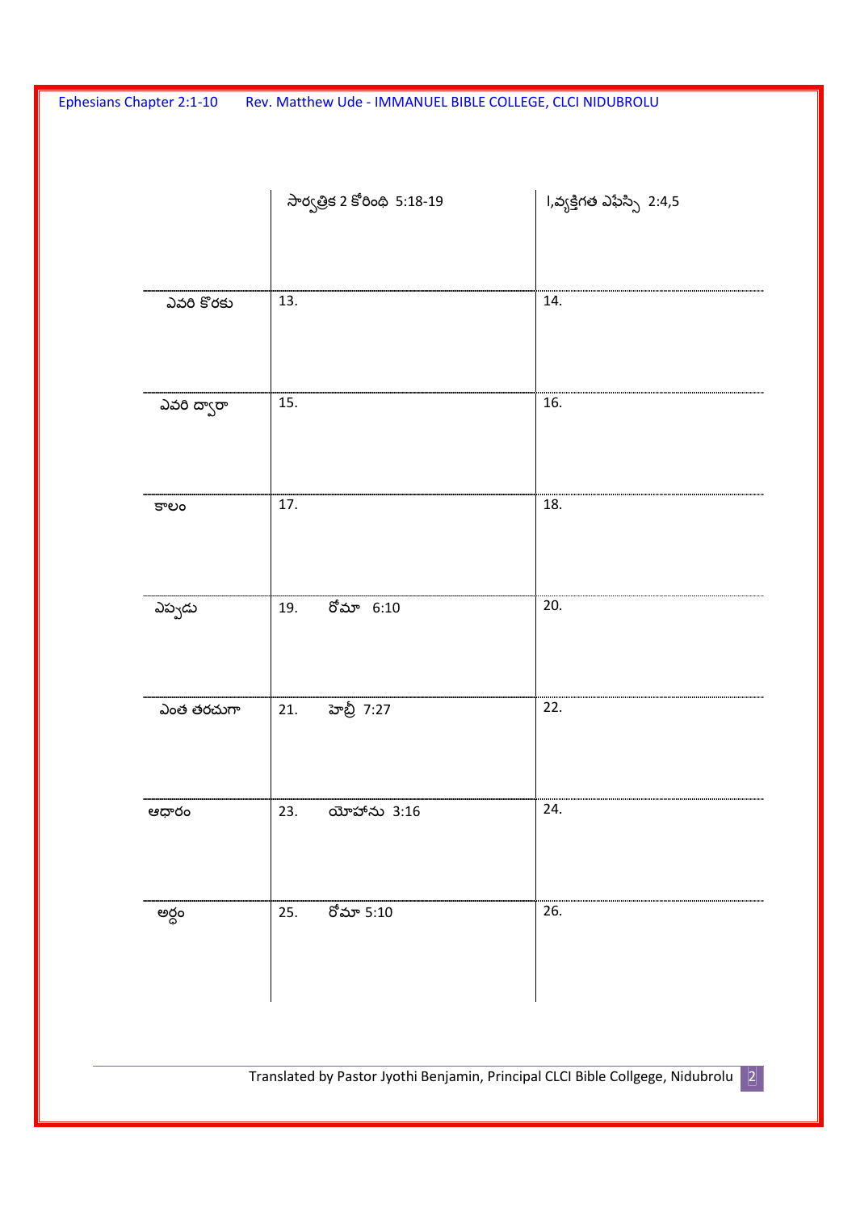| | సార్వత్రిక 2 కోరింథి 5:18-19 | I,వ్యక్తిగత ఎఫెస్సి 2:4,5 |
|---|---|---|
| ఎవరి కొరకు | 13. | 14. |
| ఎవరి ద్వారా | 15. | 16. |
| కాలం | 17. | 18. |
| ఎప్పుడు | 19. రోమా 6:10 | 20. |
| ఎంత తరచుగా | 21. హెబ్రీ 7:27 | 22. |
| ఆధారం | 23. యోహాను 3:16 | 24. |
| అర్థం | 25. రోమా 5:10 | 26. |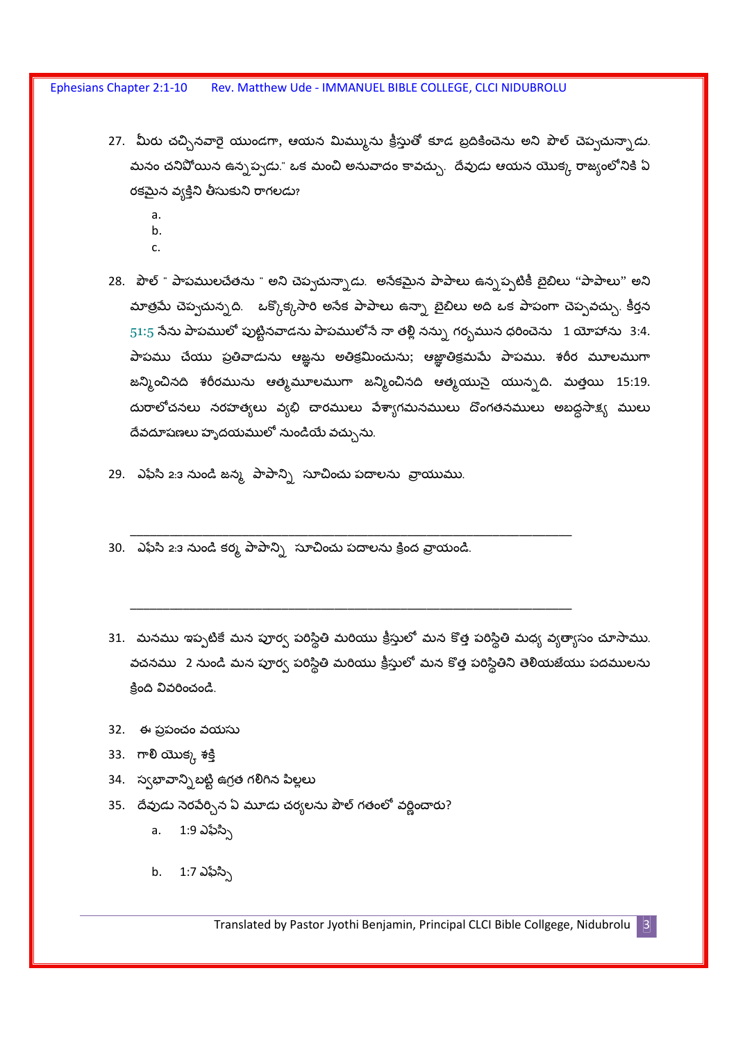27. మీరు చచ్చినవారై యుండగా, ఆయన మిమ్మును క్రీస్తుతో కూడ బ్రదికించెను అని పౌల్ చెప్పుచున్నాడు. మనం చనిపోయిన ఉన్నప్పుడు." ఒక మంచి అనువాదం కావచ్చు. దేవుడు ఆయన యొక్క రాజ్యంలోనికి ఏ రకమైన వ్యక్తిని తీసుకుని రాగలడు?

    a.
    b.
    c.

28. పౌల్ " పాపములచేతను " అని చెప్పుచున్నాడు. అనేకమైన పాపాలు ఉన్నప్పటికీ బైబిలు "పాపాలు" అని మాత్రమే చెప్పుచున్నది. ఒక్కొక్కసారి అనేక పాపాలు ఉన్నా బైబిలు అది ఒక పాపంగా చెప్పవచ్చు. కీర్తన 51:5 నేను పాపములో పుట్టినవాడను పాపములోనే నా తల్లి నన్ను గర్భమున ధరించెను 1 యోహాను 3:4. పాపము చేయు ప్రతివాడును ఆజ్ఞను అతిక్రమించును; ఆజ్ఞాతిక్రమమే పాపము. శరీర మూలముగా జన్మించినది శరీరమును ఆత్మమూలముగా జన్మించినది ఆత్మయునై యున్నది. మత్తయి 15:19. దురాలోచనలు నరహత్యలు వ్యభి చారములు వేశ్యాగమనములు దొంగతనములు అబద్ధసాక్ష్య ములు దేవదూషణలు హృదయములో నుండియే వచ్చును.

29. ఎఫెసి 2:3 నుండి జన్మ పాపాన్ని సూచించు పదాలను వ్రాయుము.

_______________________________________________

30. ఎఫెసి 2:3 నుండి కర్మ పాపాన్ని సూచించు పదాలను క్రింద వ్రాయండి.

_______________________________________________

31. మనము ఇప్పటికే మన పూర్వ పరిస్థితి మరియు క్రీస్తులో మన కొత్త పరిస్థితి మధ్య వ్యత్యాసం చూసాము. వచనము 2 నుండి మన పూర్వ పరిస్థితి మరియు క్రీస్తులో మన కొత్త పరిస్థితిని తెలియజేయు పదములను క్రింది వివరించండి.

32. ఈ ప్రపంచం వయసు

33. గాలి యొక్క శక్తి

34. స్వభావాన్నిబట్టి ఉగ్రత గలిగిన పిల్లలు

35. దేవుడు నెరవేర్చిన ఏ మూడు చర్యలను పౌల్ గతంలో వర్ణించారు?

    a. 1:9 ఎఫెస్సి

    b. 1:7 ఎఫెస్సి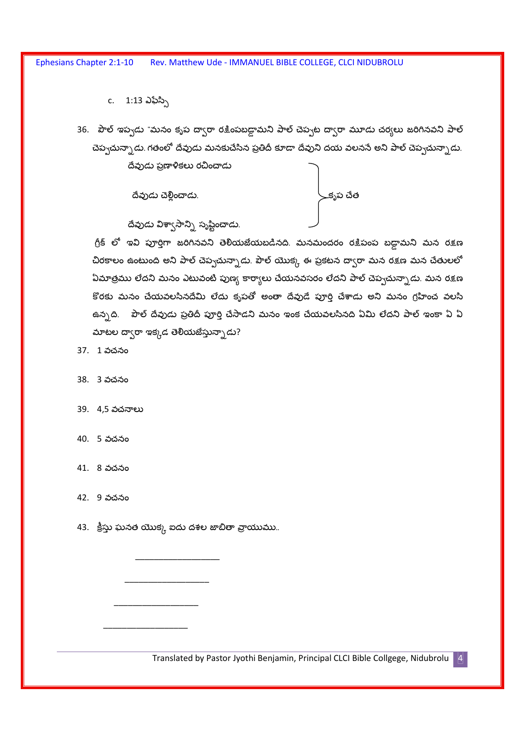c. 1:13 ఎఫెస్సి

36. పౌల్ ఇప్పుడు "మనం కృప ద్వారా రక్షింపబడ్డామని పౌల్ చెప్పట ద్వారా మూడు చర్యలు జరిగినవని పౌల్ చెప్పుచున్నాడు. గతంలో దేవుడు మనకుచేసిన ప్రతిదీ కూడా దేవుని దయ వలననే అని పౌల్ చెప్పుచున్నాడు.

దేవుడు ప్రణాళికలు రచించాడు
దేవుడు చెల్లించాడు.
దేవుడు విశ్వాసాన్ని సృష్టించాడు.

} కృప చేత

గ్రీక్ లో ఇవి పూర్తిగా జరిగినవని తెలియజేయబడినది. మనమందరం రక్షింపబడ్డామని మన రక్షణ చిరకాలం ఉంటుంది అని పౌల్ చెప్పుచున్నాడు. పౌల్ యొక్క ఈ ప్రకటన ద్వారా మన రక్షణ మన చేతులలో ఏమాత్రము లేదని మనం ఎటువంటి పుణ్య కార్యాలు చేయనవసరం లేదని పౌల్ చెప్పుచున్నాడు. మన రక్షణ కొరకు మనం చేయవలసినదేమి లేదు కృపతో అంతా దేవుడే పూర్తి చేశాడు అని మనం గ్రహించ వలసి ఉన్నది. పౌల్ దేవుడు ప్రతిదీ పూర్తి చేసాడని మనం ఇంక చేయవలసినది ఏమి లేదని పౌల్ ఇంకా ఏ ఏ మాటల ద్వారా ఇక్కడ తెలియజేస్తున్నాడు?

37. 1 వచనం

38. 3 వచనం

39. 4,5 వచనాలు

40. 5 వచనం

41. 8 వచనం

42. 9 వచనం

43. క్రీస్తు ఘనత యొక్క ఐదు దశల జాబితా వ్రాయుము..

___________________

___________________

___________________

___________________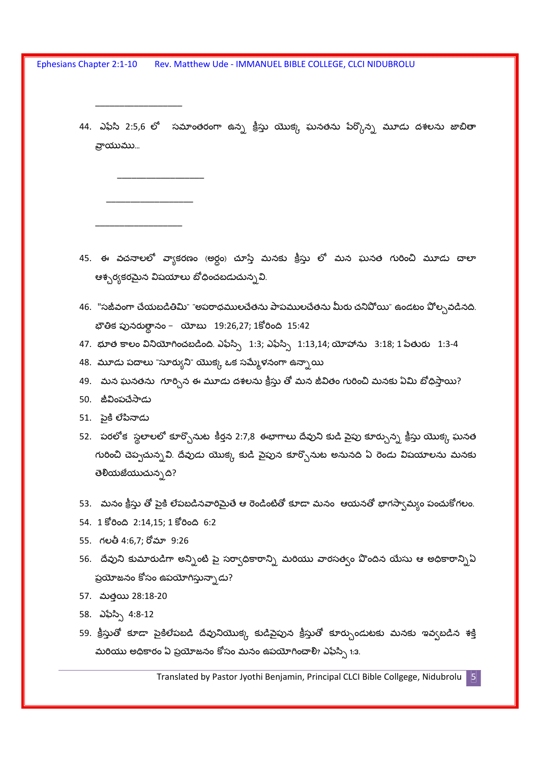\_\_\_\_\_\_\_\_\_\_\_\_\_\_\_\_\_\_\_\_

44. ఎఫెసి 2:5,6 లో సమాంతరంగా ఉన్న క్రీస్తు యొక్క ఘనతను పేర్కొన్న మూడు దశలను జాబితా వ్రాయుము...

\_\_\_\_\_\_\_\_\_\_\_\_\_\_\_\_\_\_\_\_

\_\_\_\_\_\_\_\_\_\_\_\_\_\_\_\_\_\_\_\_

\_\_\_\_\_\_\_\_\_\_\_\_\_\_\_\_\_\_\_\_

45. ఈ వచనాలలో వ్యాకరణం (అర్థం) చూస్తే మనకు క్రీస్తు లో మన ఘనత గురించి మూడు చాలా ఆశ్చర్యకరమైన విషయాలు బోధించబడుచున్నవి.
46. "సజీవంగా చేయబడితిమి" "అపరాధములచేతను పాపములచేతను మీరు చనిపోయి" ఉండటం పోల్చవడినది. భౌతిక పునరుత్థానం – యోబు 19:26,27; 1కోరింది 15:42
47. భూత కాలం వినియోగించబడింది. ఎఫెస్సి 1:3; ఎఫెస్సి 1:13,14; యోహాను 3:18; 1 పేతురు 1:3-4
48. మూడు పదాలు "సూర్యుని" యొక్క ఒక సమ్మేళనంగా ఉన్నాయి
49. మన ఘనతను గూర్చిన ఈ మూడు దశలను క్రీస్తు తో మన జీవితం గురించి మనకు ఏమి బోధిస్తాయి?
50. జీవింపచేసాడు
51. పైకి లేపినాడు
52. పరలోక స్థలాలలో కూర్చొనుట కీర్తన 2:7,8 ఈభాగాలు దేవుని కుడి వైపు కూర్చున్న క్రీస్తు యొక్క ఘనత గురించి చెప్పుచున్నవి. దేవుడు యొక్క కుడి వైపున కూర్చొనుట అనునది ఏ రెండు విషయాలను మనకు తెలియజేయుచున్నది?
53. మనం క్రీస్తు తో పైకి లేపబడినవారిమైతే ఆ రెండింటితో కూడా మనం ఆయనతో భాగస్వామ్యం పంచుకోగలం.
54. 1 కోరింది 2:14,15; 1 కోరింది 6:2
55. గలతీ 4:6,7; రోమా 9:26
56. దేవుని కుమారుడిగా అన్నింటి పై సర్వాధికారాన్ని మరియు వారసత్వం పొందిన యేసు ఆ అధికారాన్ని ఏ ప్రయోజనం కోసం ఉపయోగిస్తున్నాడు?
57. మత్తయి 28:18-20
58. ఎఫెస్సి 4:8-12
59. క్రీస్తుతో కూడా పైకిలేపబడి దేవునియొక్క కుడివైపున క్రీస్తుతో కూర్చుండుటకు మనకు ఇవ్వబడిన శక్తి మరియు అధికారం ఏ ప్రయోజనం కోసం మనం ఉపయోగించాలి? ఎఫెస్సి 1:3.